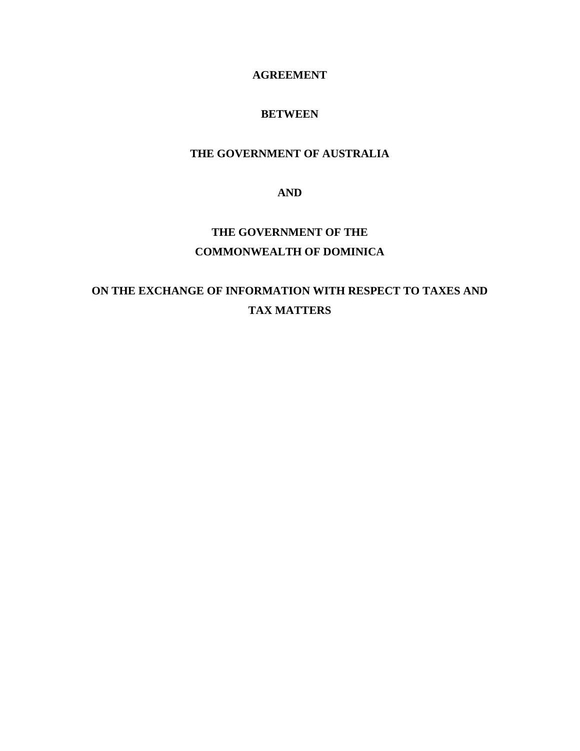**AGREEMENT**

**BETWEEN**

**THE GOVERNMENT OF AUSTRALIA**

**AND**

**THE GOVERNMENT OF THE COMMONWEALTH OF DOMINICA**

**ON THE EXCHANGE OF INFORMATION WITH RESPECT TO TAXES AND TAX MATTERS**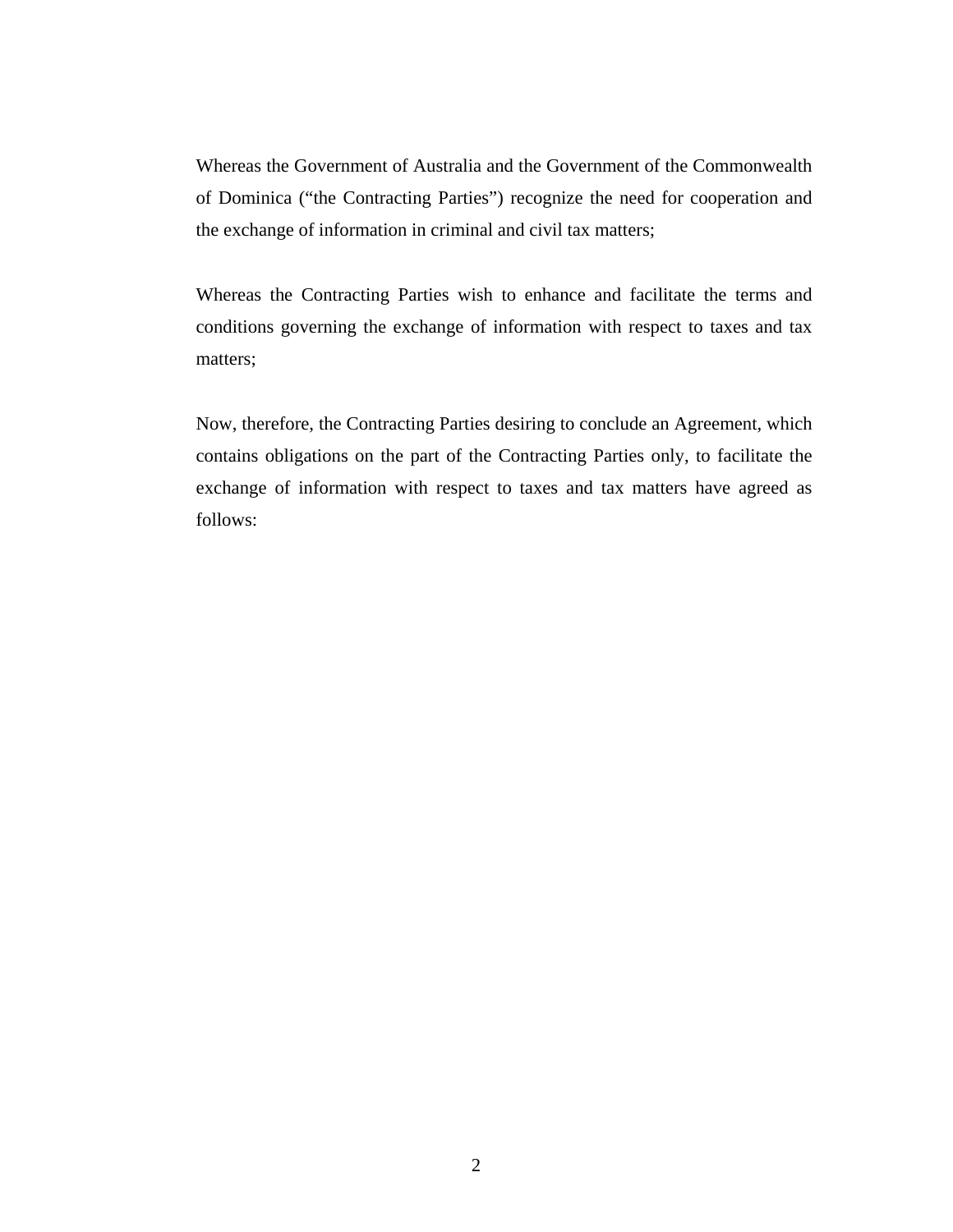Whereas the Government of Australia and the Government of the Commonwealth of Dominica ("the Contracting Parties") recognize the need for cooperation and the exchange of information in criminal and civil tax matters;

Whereas the Contracting Parties wish to enhance and facilitate the terms and conditions governing the exchange of information with respect to taxes and tax matters;

Now, therefore, the Contracting Parties desiring to conclude an Agreement, which contains obligations on the part of the Contracting Parties only, to facilitate the exchange of information with respect to taxes and tax matters have agreed as follows: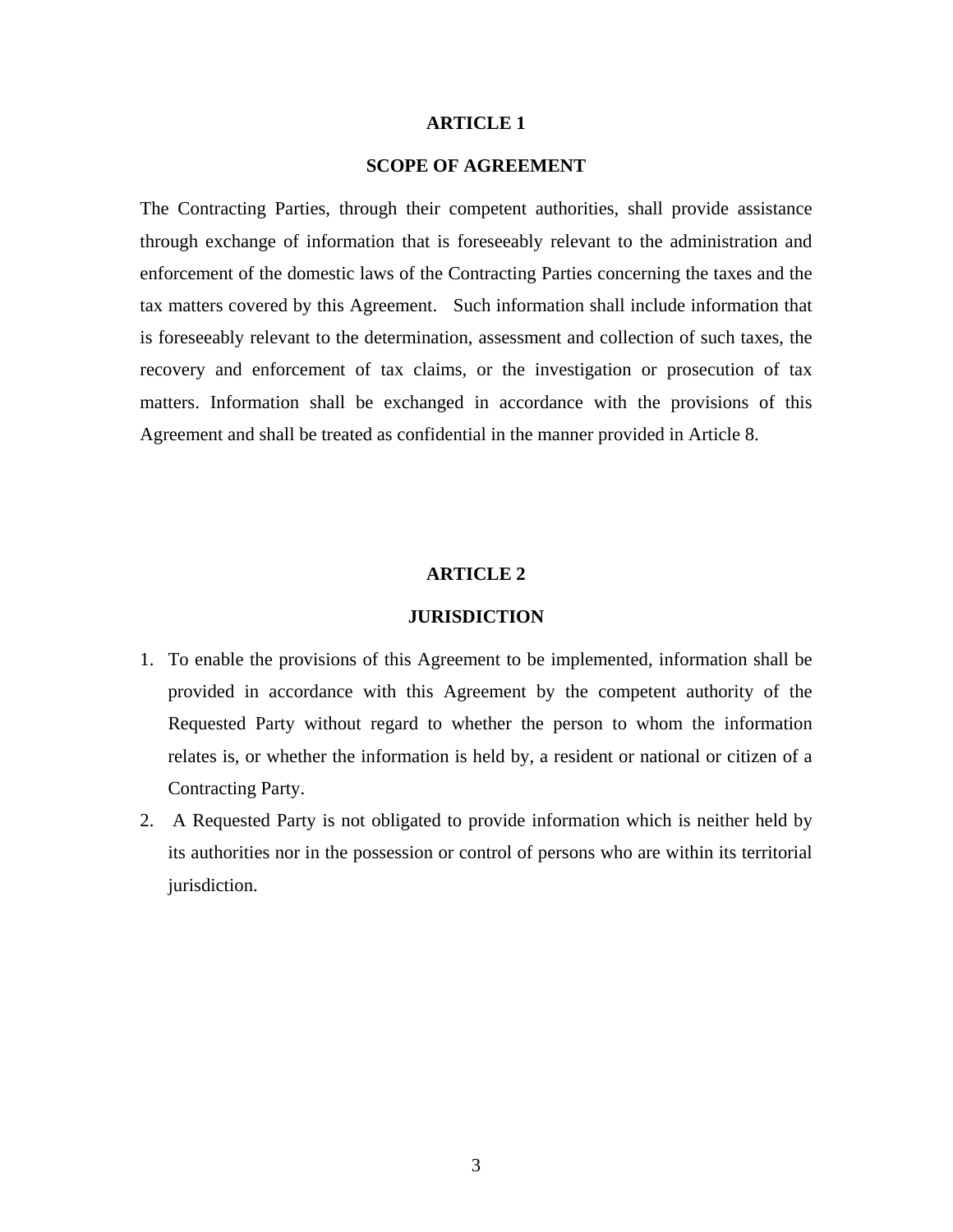## ARTICLE 1

## SCOPE OF AGREEMENT

The Contracting Parties, through their competent authorities, shall provide assistance through exchange of information that is foreseeably relevant to the administration and enforcement of the domestic laws of the Contracting Parties concerning the taxes and the tax matters covered by this Agreement. Such information shall include information that is foreseeably relevant to the determination, assessment and collection of such taxes, the recovery and enforcement of tax claims, or the investigation or prosecution of tax matters. Information shall be exchanged in accordance with the provisions of this Agreement and shall be treated as confidential in the manner provided in Article 8.

## ARTICLE 2

## JURISDICTION

1. To enable the provisions of this Agreement to be implemented, information shall be provided in accordance with this Agreement by the competent authority of the Requested Party without regard to whether the person to whom the information relates is, or whether the information is held by, a resident or national or citizen of a Contracting Party.
2. A Requested Party is not obligated to provide information which is neither held by its authorities nor in the possession or control of persons who are within its territorial jurisdiction.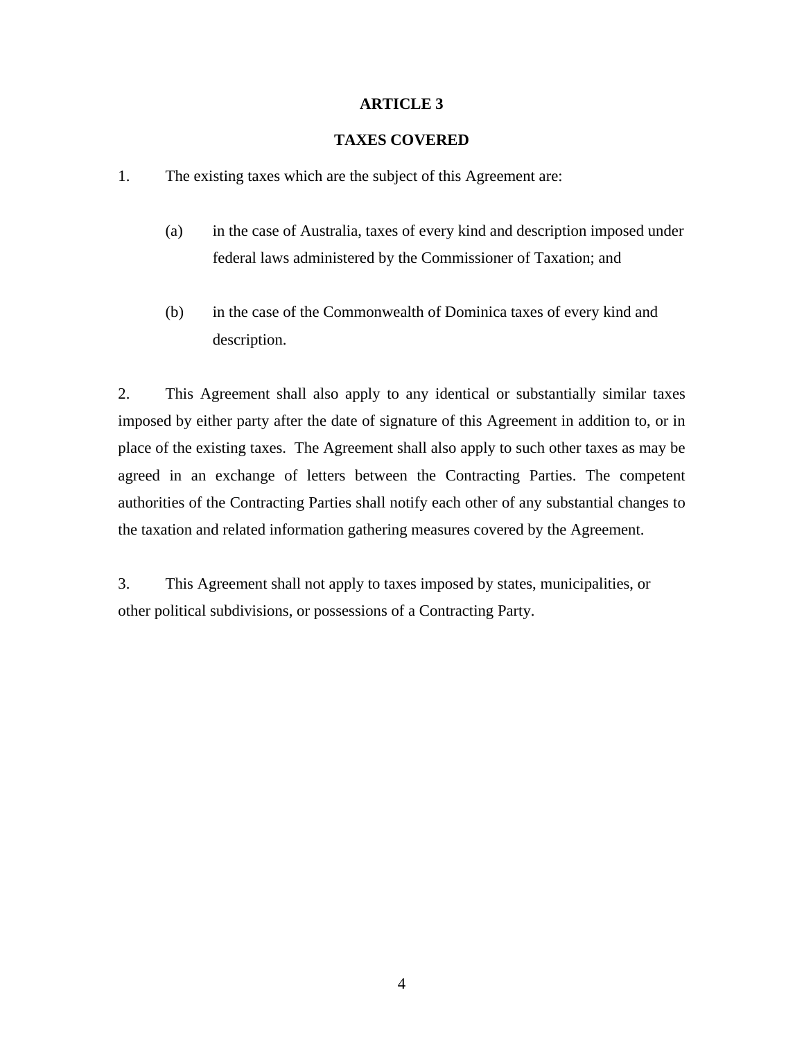## ARTICLE 3

## TAXES COVERED

1. The existing taxes which are the subject of this Agreement are:

   (a) in the case of Australia, taxes of every kind and description imposed under federal laws administered by the Commissioner of Taxation; and

   (b) in the case of the Commonwealth of Dominica taxes of every kind and description.

2. This Agreement shall also apply to any identical or substantially similar taxes imposed by either party after the date of signature of this Agreement in addition to, or in place of the existing taxes. The Agreement shall also apply to such other taxes as may be agreed in an exchange of letters between the Contracting Parties. The competent authorities of the Contracting Parties shall notify each other of any substantial changes to the taxation and related information gathering measures covered by the Agreement.

3. This Agreement shall not apply to taxes imposed by states, municipalities, or other political subdivisions, or possessions of a Contracting Party.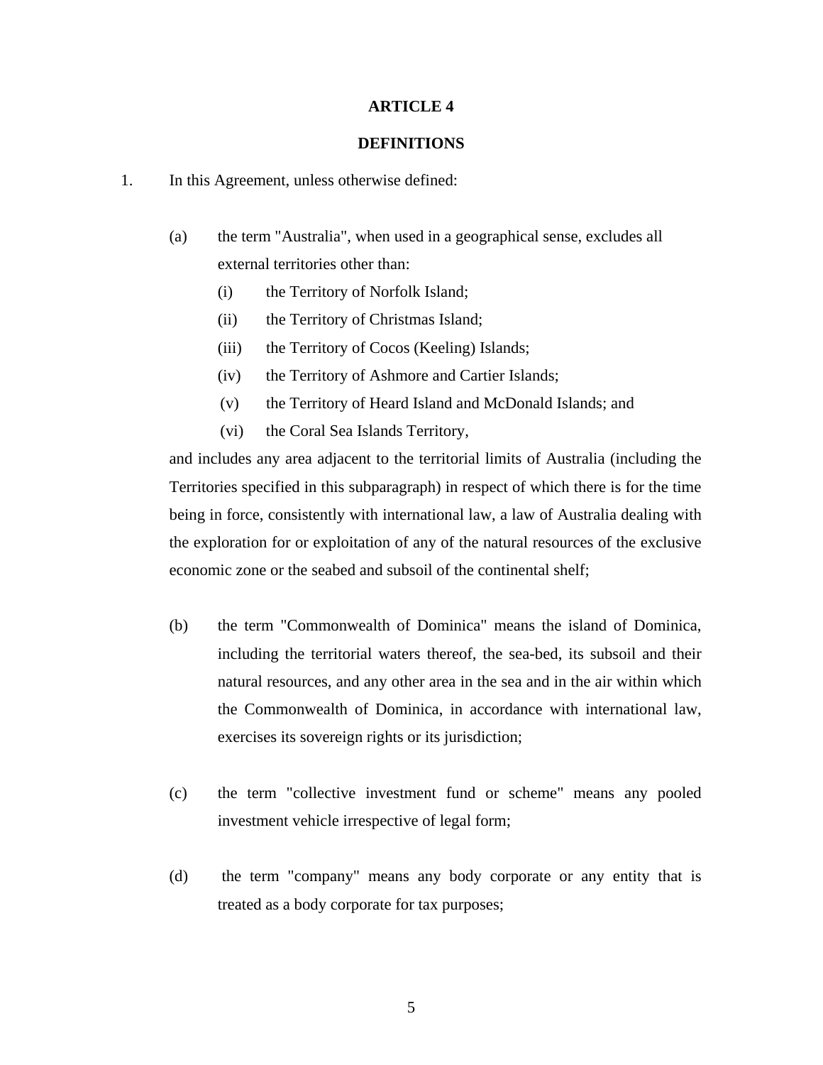## ARTICLE 4

## DEFINITIONS

1. In this Agreement, unless otherwise defined:

   (a) the term "Australia", when used in a geographical sense, excludes all external territories other than:

      (i) the Territory of Norfolk Island;

      (ii) the Territory of Christmas Island;

      (iii) the Territory of Cocos (Keeling) Islands;

      (iv) the Territory of Ashmore and Cartier Islands;

      (v) the Territory of Heard Island and McDonald Islands; and

      (vi) the Coral Sea Islands Territory,

   and includes any area adjacent to the territorial limits of Australia (including the Territories specified in this subparagraph) in respect of which there is for the time being in force, consistently with international law, a law of Australia dealing with the exploration for or exploitation of any of the natural resources of the exclusive economic zone or the seabed and subsoil of the continental shelf;

   (b) the term "Commonwealth of Dominica" means the island of Dominica, including the territorial waters thereof, the sea-bed, its subsoil and their natural resources, and any other area in the sea and in the air within which the Commonwealth of Dominica, in accordance with international law, exercises its sovereign rights or its jurisdiction;

   (c) the term "collective investment fund or scheme" means any pooled investment vehicle irrespective of legal form;

   (d) the term "company" means any body corporate or any entity that is treated as a body corporate for tax purposes;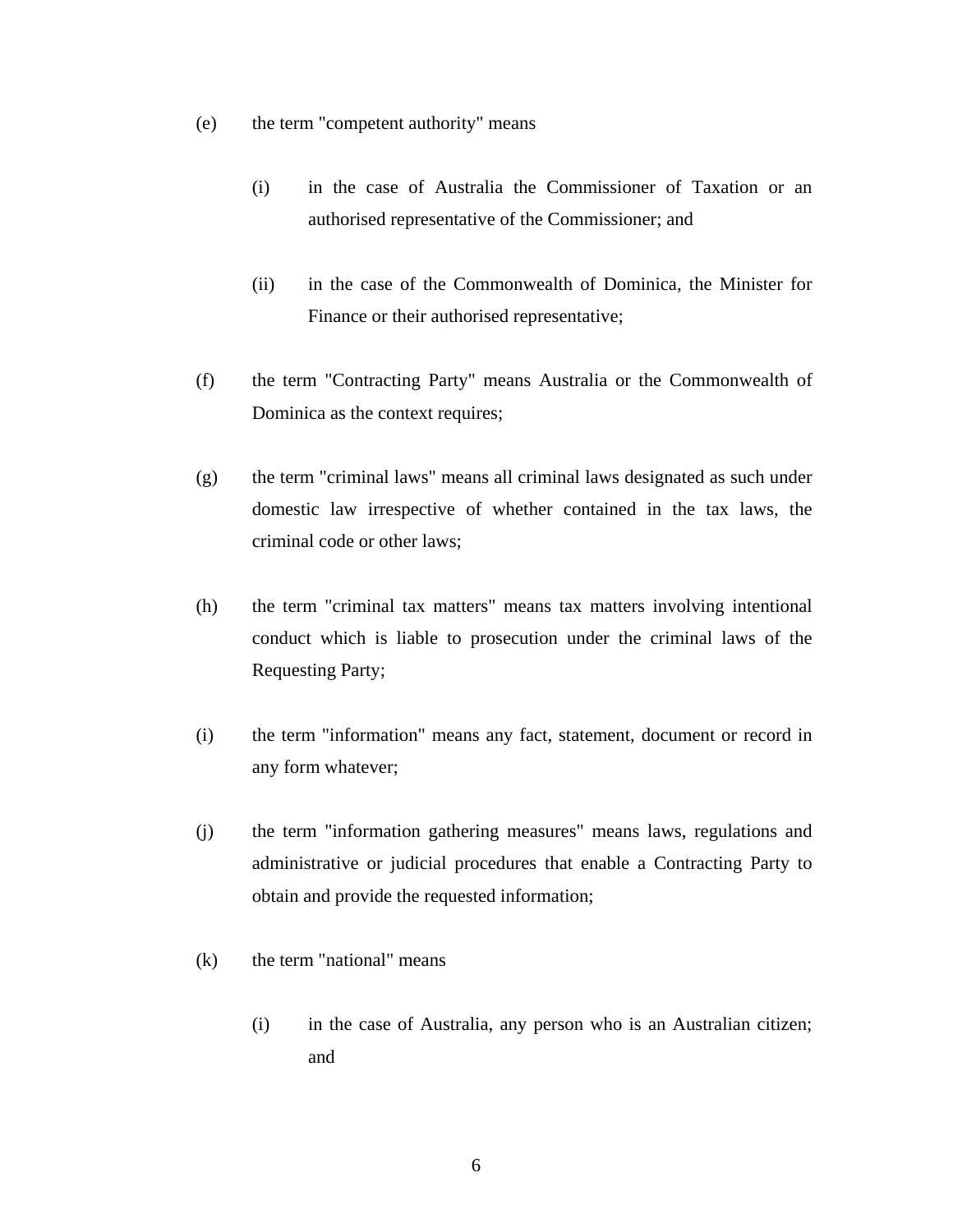(e) the term "competent authority" means

(i) in the case of Australia the Commissioner of Taxation or an authorised representative of the Commissioner; and

(ii) in the case of the Commonwealth of Dominica, the Minister for Finance or their authorised representative;

(f) the term "Contracting Party" means Australia or the Commonwealth of Dominica as the context requires;

(g) the term "criminal laws" means all criminal laws designated as such under domestic law irrespective of whether contained in the tax laws, the criminal code or other laws;

(h) the term "criminal tax matters" means tax matters involving intentional conduct which is liable to prosecution under the criminal laws of the Requesting Party;

(i) the term "information" means any fact, statement, document or record in any form whatever;

(j) the term "information gathering measures" means laws, regulations and administrative or judicial procedures that enable a Contracting Party to obtain and provide the requested information;

(k) the term "national" means

(i) in the case of Australia, any person who is an Australian citizen; and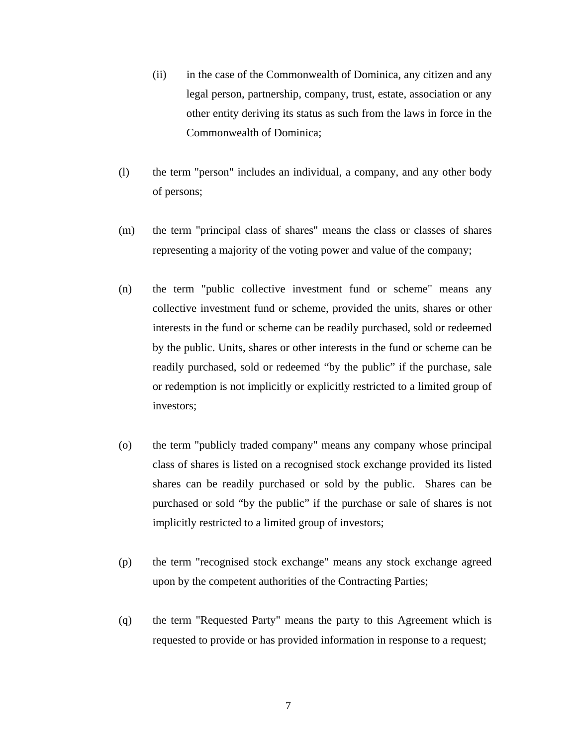(ii) in the case of the Commonwealth of Dominica, any citizen and any legal person, partnership, company, trust, estate, association or any other entity deriving its status as such from the laws in force in the Commonwealth of Dominica;

(l) the term "person" includes an individual, a company, and any other body of persons;

(m) the term "principal class of shares" means the class or classes of shares representing a majority of the voting power and value of the company;

(n) the term "public collective investment fund or scheme" means any collective investment fund or scheme, provided the units, shares or other interests in the fund or scheme can be readily purchased, sold or redeemed by the public. Units, shares or other interests in the fund or scheme can be readily purchased, sold or redeemed “by the public” if the purchase, sale or redemption is not implicitly or explicitly restricted to a limited group of investors;

(o) the term "publicly traded company" means any company whose principal class of shares is listed on a recognised stock exchange provided its listed shares can be readily purchased or sold by the public. Shares can be purchased or sold “by the public” if the purchase or sale of shares is not implicitly restricted to a limited group of investors;

(p) the term "recognised stock exchange" means any stock exchange agreed upon by the competent authorities of the Contracting Parties;

(q) the term "Requested Party" means the party to this Agreement which is requested to provide or has provided information in response to a request;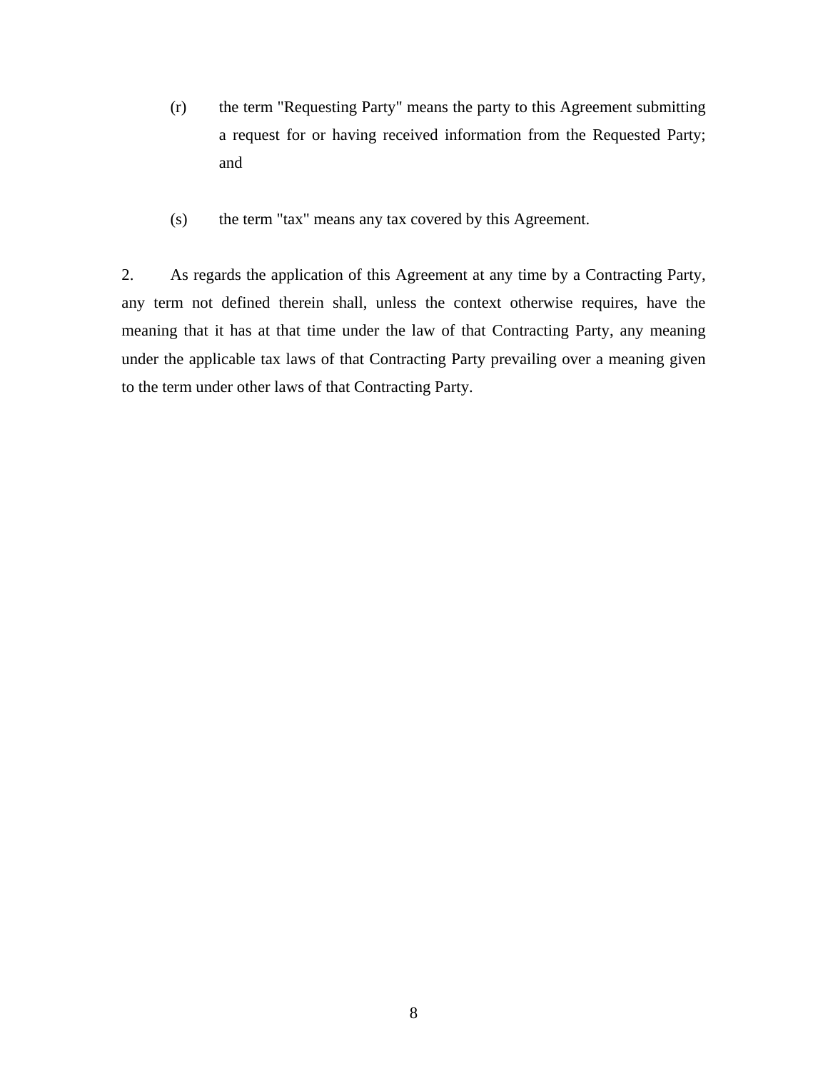(r) the term "Requesting Party" means the party to this Agreement submitting a request for or having received information from the Requested Party; and

(s) the term "tax" means any tax covered by this Agreement.

2. As regards the application of this Agreement at any time by a Contracting Party, any term not defined therein shall, unless the context otherwise requires, have the meaning that it has at that time under the law of that Contracting Party, any meaning under the applicable tax laws of that Contracting Party prevailing over a meaning given to the term under other laws of that Contracting Party.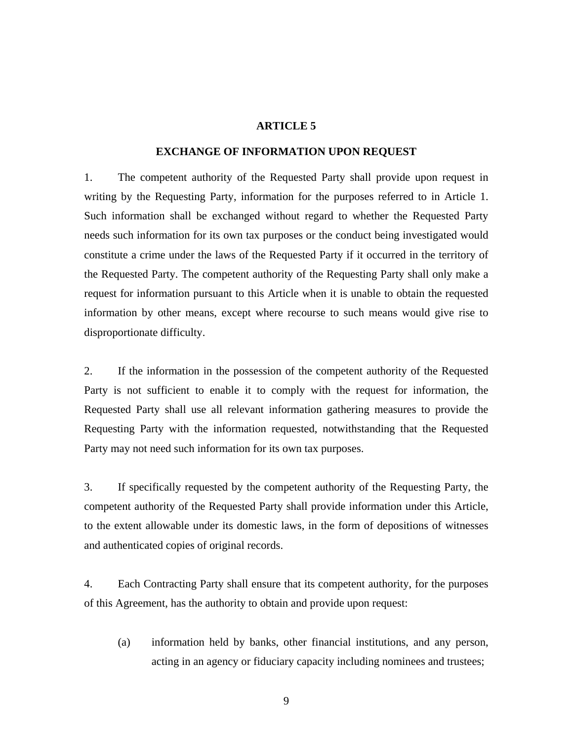## ARTICLE 5

## EXCHANGE OF INFORMATION UPON REQUEST

1. The competent authority of the Requested Party shall provide upon request in writing by the Requesting Party, information for the purposes referred to in Article 1. Such information shall be exchanged without regard to whether the Requested Party needs such information for its own tax purposes or the conduct being investigated would constitute a crime under the laws of the Requested Party if it occurred in the territory of the Requested Party. The competent authority of the Requesting Party shall only make a request for information pursuant to this Article when it is unable to obtain the requested information by other means, except where recourse to such means would give rise to disproportionate difficulty.

2. If the information in the possession of the competent authority of the Requested Party is not sufficient to enable it to comply with the request for information, the Requested Party shall use all relevant information gathering measures to provide the Requesting Party with the information requested, notwithstanding that the Requested Party may not need such information for its own tax purposes.

3. If specifically requested by the competent authority of the Requesting Party, the competent authority of the Requested Party shall provide information under this Article, to the extent allowable under its domestic laws, in the form of depositions of witnesses and authenticated copies of original records.

4. Each Contracting Party shall ensure that its competent authority, for the purposes of this Agreement, has the authority to obtain and provide upon request:

   (a) information held by banks, other financial institutions, and any person, acting in an agency or fiduciary capacity including nominees and trustees;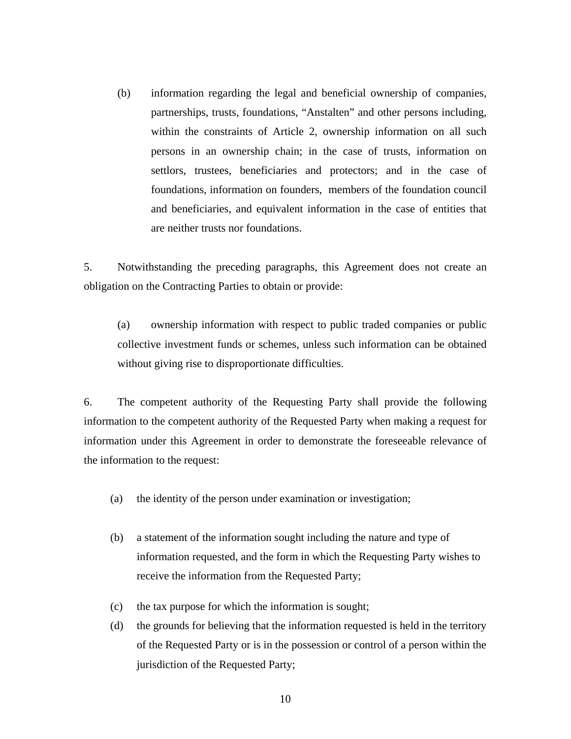(b) information regarding the legal and beneficial ownership of companies, partnerships, trusts, foundations, "Anstalten" and other persons including, within the constraints of Article 2, ownership information on all such persons in an ownership chain; in the case of trusts, information on settlors, trustees, beneficiaries and protectors; and in the case of foundations, information on founders, members of the foundation council and beneficiaries, and equivalent information in the case of entities that are neither trusts nor foundations.

5. Notwithstanding the preceding paragraphs, this Agreement does not create an obligation on the Contracting Parties to obtain or provide:

(a) ownership information with respect to public traded companies or public collective investment funds or schemes, unless such information can be obtained without giving rise to disproportionate difficulties.

6. The competent authority of the Requesting Party shall provide the following information to the competent authority of the Requested Party when making a request for information under this Agreement in order to demonstrate the foreseeable relevance of the information to the request:

(a) the identity of the person under examination or investigation;

(b) a statement of the information sought including the nature and type of information requested, and the form in which the Requesting Party wishes to receive the information from the Requested Party;

(c) the tax purpose for which the information is sought;

(d) the grounds for believing that the information requested is held in the territory of the Requested Party or is in the possession or control of a person within the jurisdiction of the Requested Party;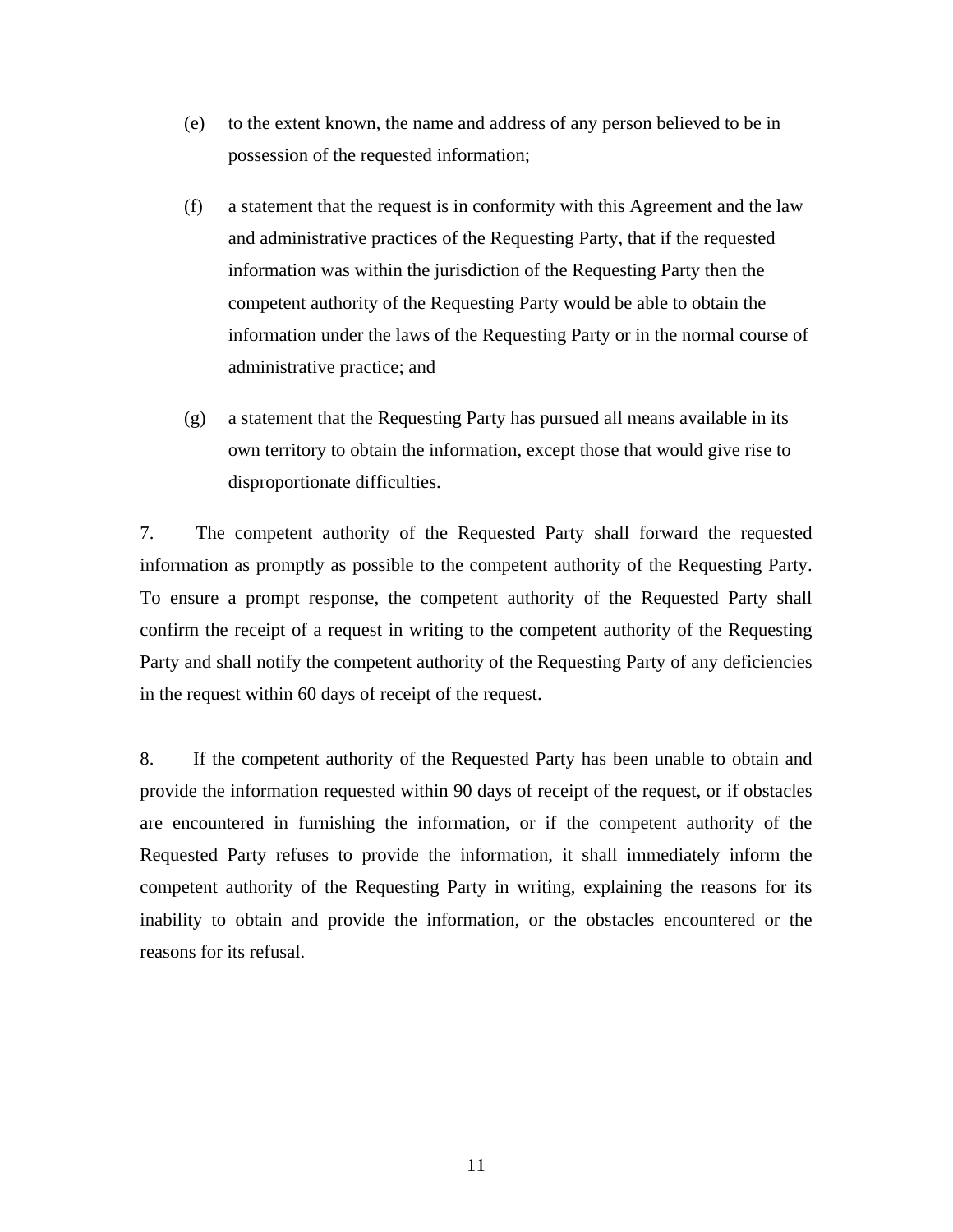(e) to the extent known, the name and address of any person believed to be in possession of the requested information;

(f) a statement that the request is in conformity with this Agreement and the law and administrative practices of the Requesting Party, that if the requested information was within the jurisdiction of the Requesting Party then the competent authority of the Requesting Party would be able to obtain the information under the laws of the Requesting Party or in the normal course of administrative practice; and

(g) a statement that the Requesting Party has pursued all means available in its own territory to obtain the information, except those that would give rise to disproportionate difficulties.

7. The competent authority of the Requested Party shall forward the requested information as promptly as possible to the competent authority of the Requesting Party. To ensure a prompt response, the competent authority of the Requested Party shall confirm the receipt of a request in writing to the competent authority of the Requesting Party and shall notify the competent authority of the Requesting Party of any deficiencies in the request within 60 days of receipt of the request.

8. If the competent authority of the Requested Party has been unable to obtain and provide the information requested within 90 days of receipt of the request, or if obstacles are encountered in furnishing the information, or if the competent authority of the Requested Party refuses to provide the information, it shall immediately inform the competent authority of the Requesting Party in writing, explaining the reasons for its inability to obtain and provide the information, or the obstacles encountered or the reasons for its refusal.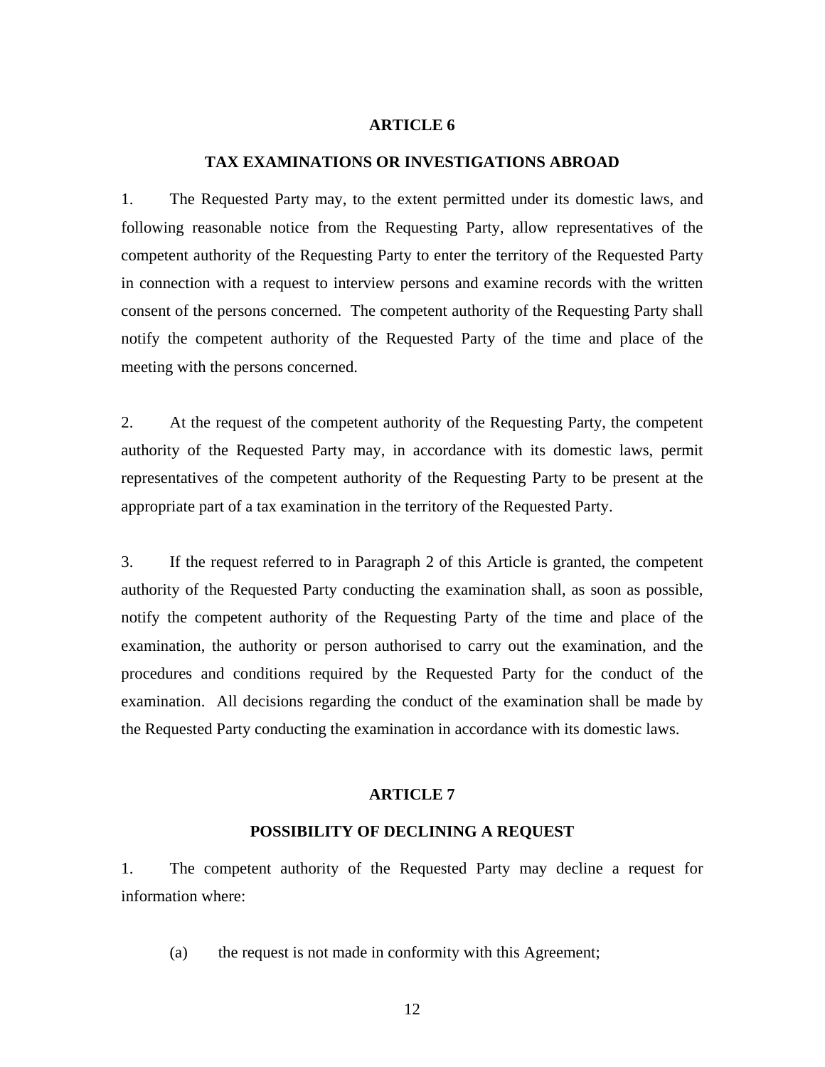## ARTICLE 6

### TAX EXAMINATIONS OR INVESTIGATIONS ABROAD

1. The Requested Party may, to the extent permitted under its domestic laws, and following reasonable notice from the Requesting Party, allow representatives of the competent authority of the Requesting Party to enter the territory of the Requested Party in connection with a request to interview persons and examine records with the written consent of the persons concerned. The competent authority of the Requesting Party shall notify the competent authority of the Requested Party of the time and place of the meeting with the persons concerned.

2. At the request of the competent authority of the Requesting Party, the competent authority of the Requested Party may, in accordance with its domestic laws, permit representatives of the competent authority of the Requesting Party to be present at the appropriate part of a tax examination in the territory of the Requested Party.

3. If the request referred to in Paragraph 2 of this Article is granted, the competent authority of the Requested Party conducting the examination shall, as soon as possible, notify the competent authority of the Requesting Party of the time and place of the examination, the authority or person authorised to carry out the examination, and the procedures and conditions required by the Requested Party for the conduct of the examination. All decisions regarding the conduct of the examination shall be made by the Requested Party conducting the examination in accordance with its domestic laws.

## ARTICLE 7

### POSSIBILITY OF DECLINING A REQUEST

1. The competent authority of the Requested Party may decline a request for information where:

   (a) the request is not made in conformity with this Agreement;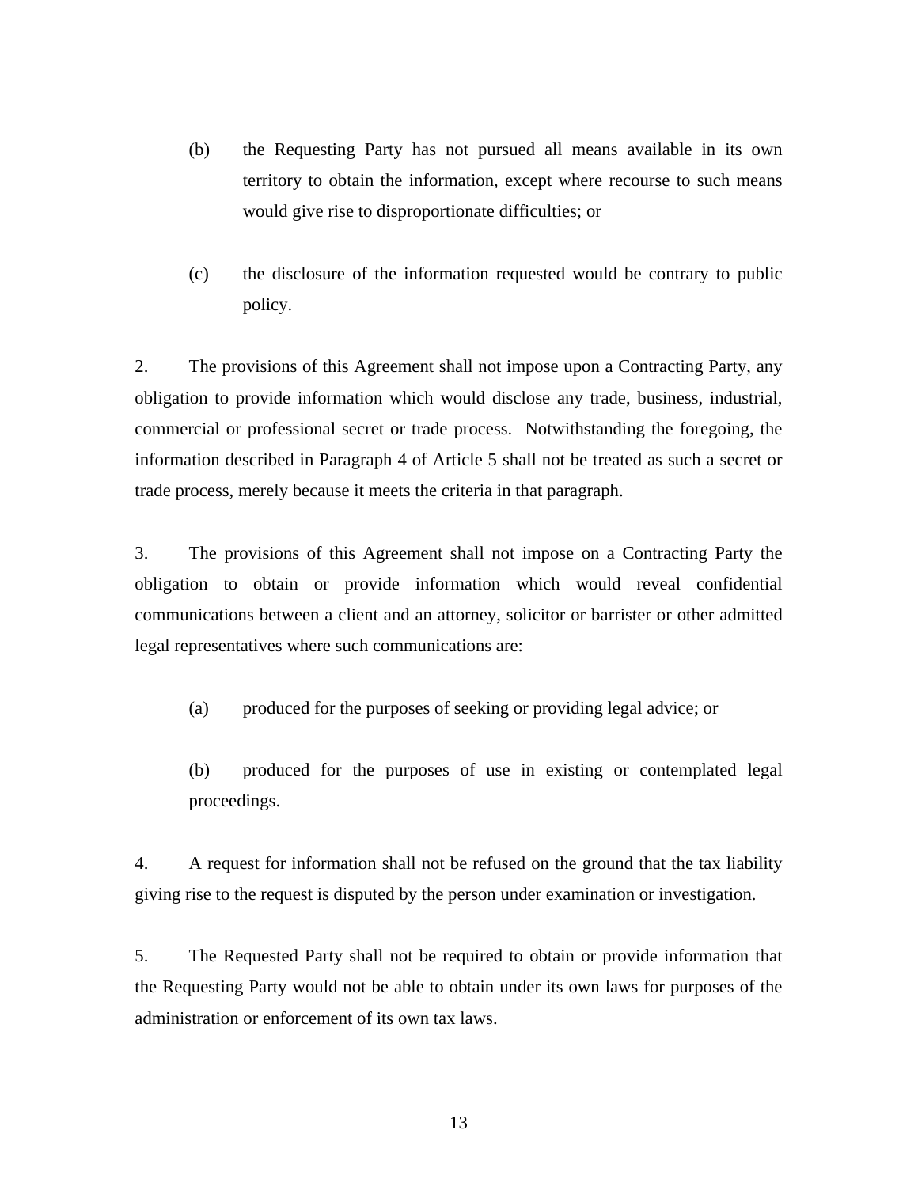(b) the Requesting Party has not pursued all means available in its own territory to obtain the information, except where recourse to such means would give rise to disproportionate difficulties; or

(c) the disclosure of the information requested would be contrary to public policy.

2. The provisions of this Agreement shall not impose upon a Contracting Party, any obligation to provide information which would disclose any trade, business, industrial, commercial or professional secret or trade process. Notwithstanding the foregoing, the information described in Paragraph 4 of Article 5 shall not be treated as such a secret or trade process, merely because it meets the criteria in that paragraph.

3. The provisions of this Agreement shall not impose on a Contracting Party the obligation to obtain or provide information which would reveal confidential communications between a client and an attorney, solicitor or barrister or other admitted legal representatives where such communications are:

(a) produced for the purposes of seeking or providing legal advice; or

(b) produced for the purposes of use in existing or contemplated legal proceedings.

4. A request for information shall not be refused on the ground that the tax liability giving rise to the request is disputed by the person under examination or investigation.

5. The Requested Party shall not be required to obtain or provide information that the Requesting Party would not be able to obtain under its own laws for purposes of the administration or enforcement of its own tax laws.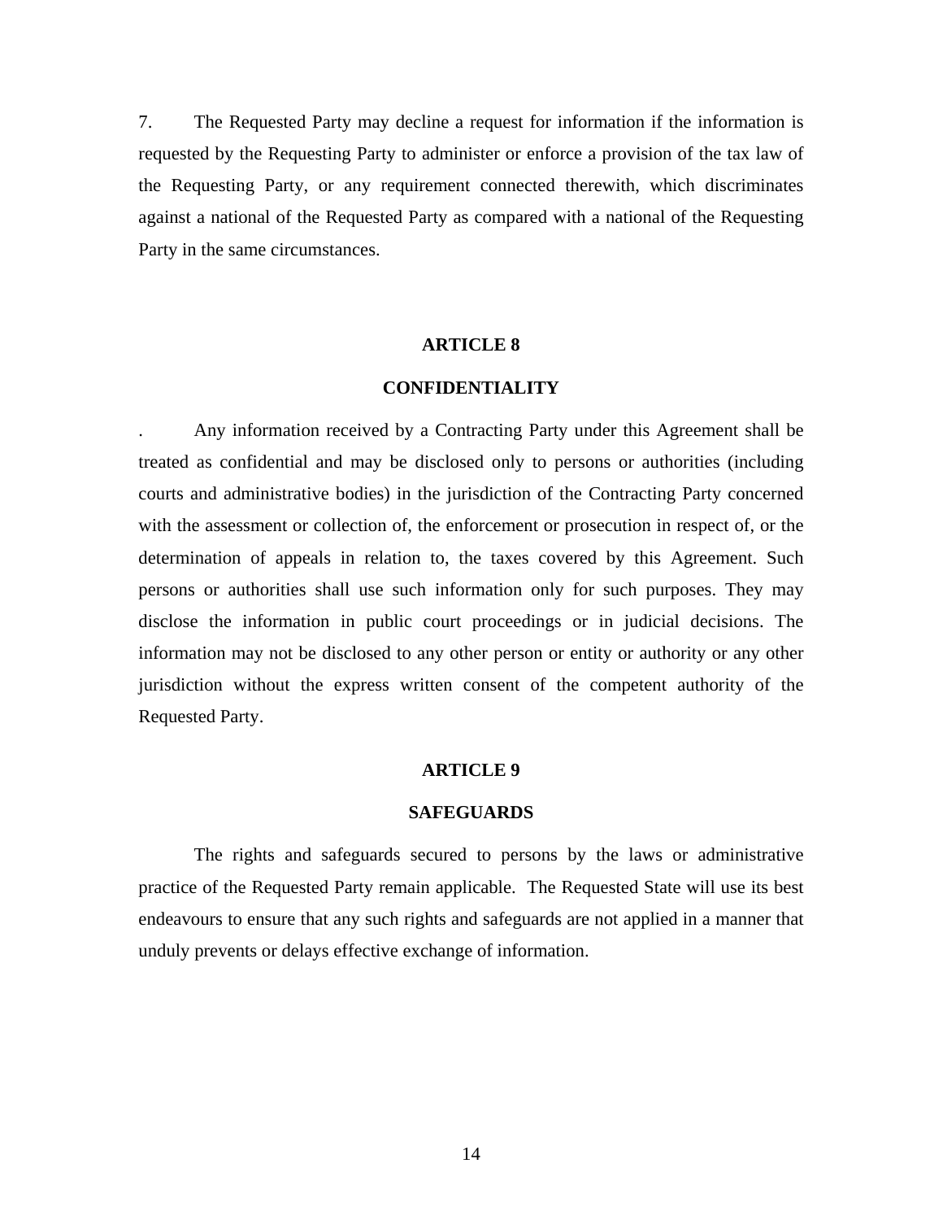7. The Requested Party may decline a request for information if the information is requested by the Requesting Party to administer or enforce a provision of the tax law of the Requesting Party, or any requirement connected therewith, which discriminates against a national of the Requested Party as compared with a national of the Requesting Party in the same circumstances.

## ARTICLE 8

## CONFIDENTIALITY

. Any information received by a Contracting Party under this Agreement shall be treated as confidential and may be disclosed only to persons or authorities (including courts and administrative bodies) in the jurisdiction of the Contracting Party concerned with the assessment or collection of, the enforcement or prosecution in respect of, or the determination of appeals in relation to, the taxes covered by this Agreement. Such persons or authorities shall use such information only for such purposes. They may disclose the information in public court proceedings or in judicial decisions. The information may not be disclosed to any other person or entity or authority or any other jurisdiction without the express written consent of the competent authority of the Requested Party.

## ARTICLE 9

## SAFEGUARDS

The rights and safeguards secured to persons by the laws or administrative practice of the Requested Party remain applicable. The Requested State will use its best endeavours to ensure that any such rights and safeguards are not applied in a manner that unduly prevents or delays effective exchange of information.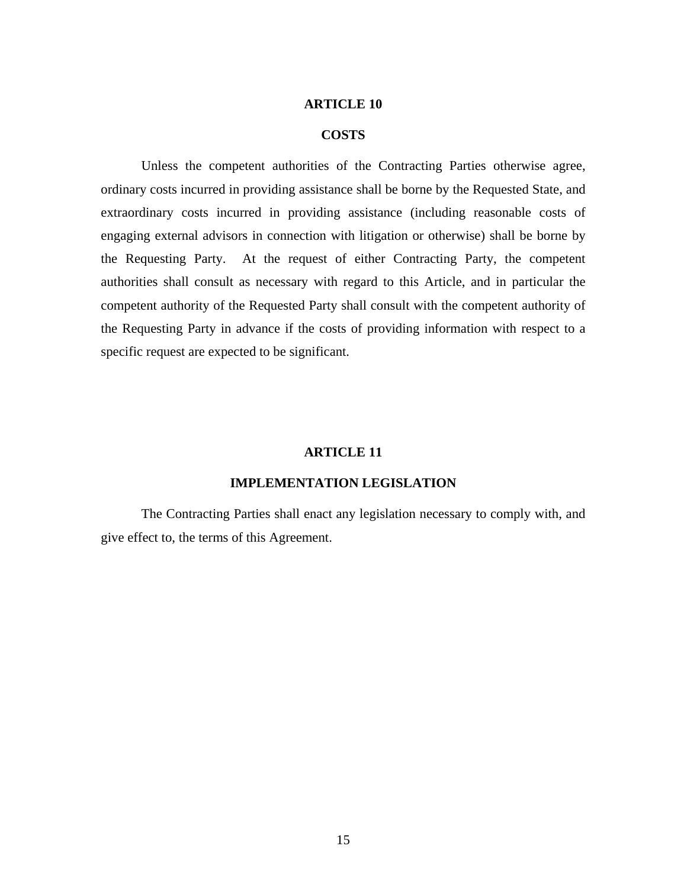## ARTICLE 10

## COSTS

Unless the competent authorities of the Contracting Parties otherwise agree, ordinary costs incurred in providing assistance shall be borne by the Requested State, and extraordinary costs incurred in providing assistance (including reasonable costs of engaging external advisors in connection with litigation or otherwise) shall be borne by the Requesting Party. At the request of either Contracting Party, the competent authorities shall consult as necessary with regard to this Article, and in particular the competent authority of the Requested Party shall consult with the competent authority of the Requesting Party in advance if the costs of providing information with respect to a specific request are expected to be significant.

## ARTICLE 11

## IMPLEMENTATION LEGISLATION

The Contracting Parties shall enact any legislation necessary to comply with, and give effect to, the terms of this Agreement.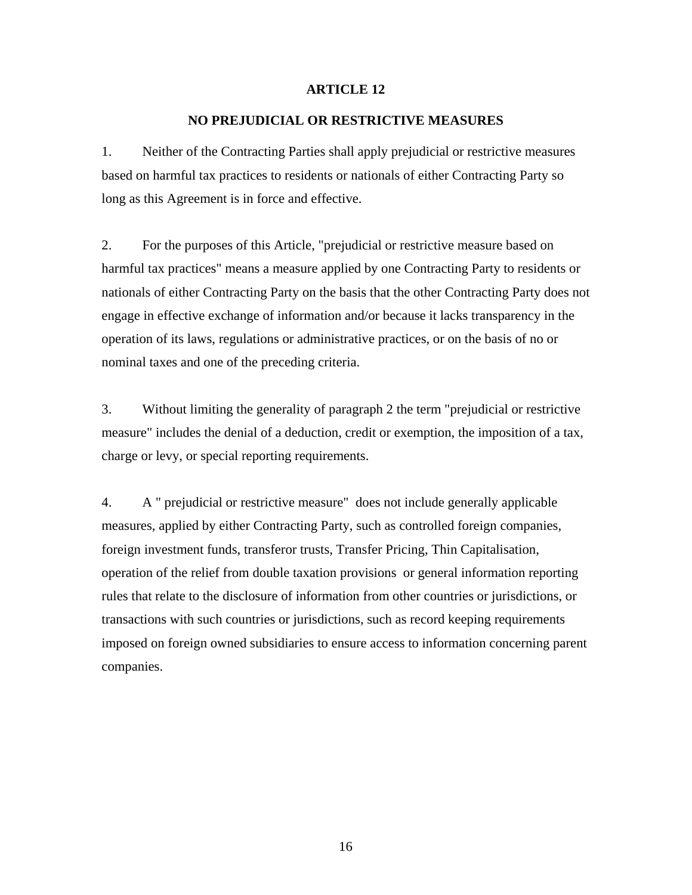## ARTICLE 12

## NO PREJUDICIAL OR RESTRICTIVE MEASURES

1. Neither of the Contracting Parties shall apply prejudicial or restrictive measures based on harmful tax practices to residents or nationals of either Contracting Party so long as this Agreement is in force and effective.

2. For the purposes of this Article, "prejudicial or restrictive measure based on harmful tax practices" means a measure applied by one Contracting Party to residents or nationals of either Contracting Party on the basis that the other Contracting Party does not engage in effective exchange of information and/or because it lacks transparency in the operation of its laws, regulations or administrative practices, or on the basis of no or nominal taxes and one of the preceding criteria.

3. Without limiting the generality of paragraph 2 the term "prejudicial or restrictive measure" includes the denial of a deduction, credit or exemption, the imposition of a tax, charge or levy, or special reporting requirements.

4. A " prejudicial or restrictive measure" does not include generally applicable measures, applied by either Contracting Party, such as controlled foreign companies, foreign investment funds, transferor trusts, Transfer Pricing, Thin Capitalisation, operation of the relief from double taxation provisions or general information reporting rules that relate to the disclosure of information from other countries or jurisdictions, or transactions with such countries or jurisdictions, such as record keeping requirements imposed on foreign owned subsidiaries to ensure access to information concerning parent companies.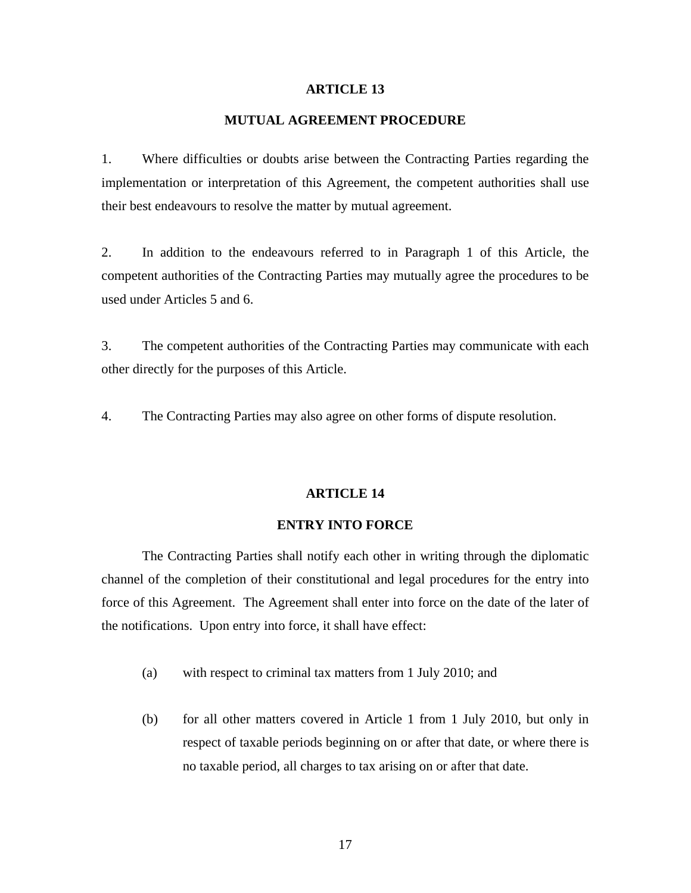## ARTICLE 13

## MUTUAL AGREEMENT PROCEDURE

1. Where difficulties or doubts arise between the Contracting Parties regarding the implementation or interpretation of this Agreement, the competent authorities shall use their best endeavours to resolve the matter by mutual agreement.

2. In addition to the endeavours referred to in Paragraph 1 of this Article, the competent authorities of the Contracting Parties may mutually agree the procedures to be used under Articles 5 and 6.

3. The competent authorities of the Contracting Parties may communicate with each other directly for the purposes of this Article.

4. The Contracting Parties may also agree on other forms of dispute resolution.

## ARTICLE 14

## ENTRY INTO FORCE

The Contracting Parties shall notify each other in writing through the diplomatic channel of the completion of their constitutional and legal procedures for the entry into force of this Agreement. The Agreement shall enter into force on the date of the later of the notifications. Upon entry into force, it shall have effect:

(a) with respect to criminal tax matters from 1 July 2010; and

(b) for all other matters covered in Article 1 from 1 July 2010, but only in respect of taxable periods beginning on or after that date, or where there is no taxable period, all charges to tax arising on or after that date.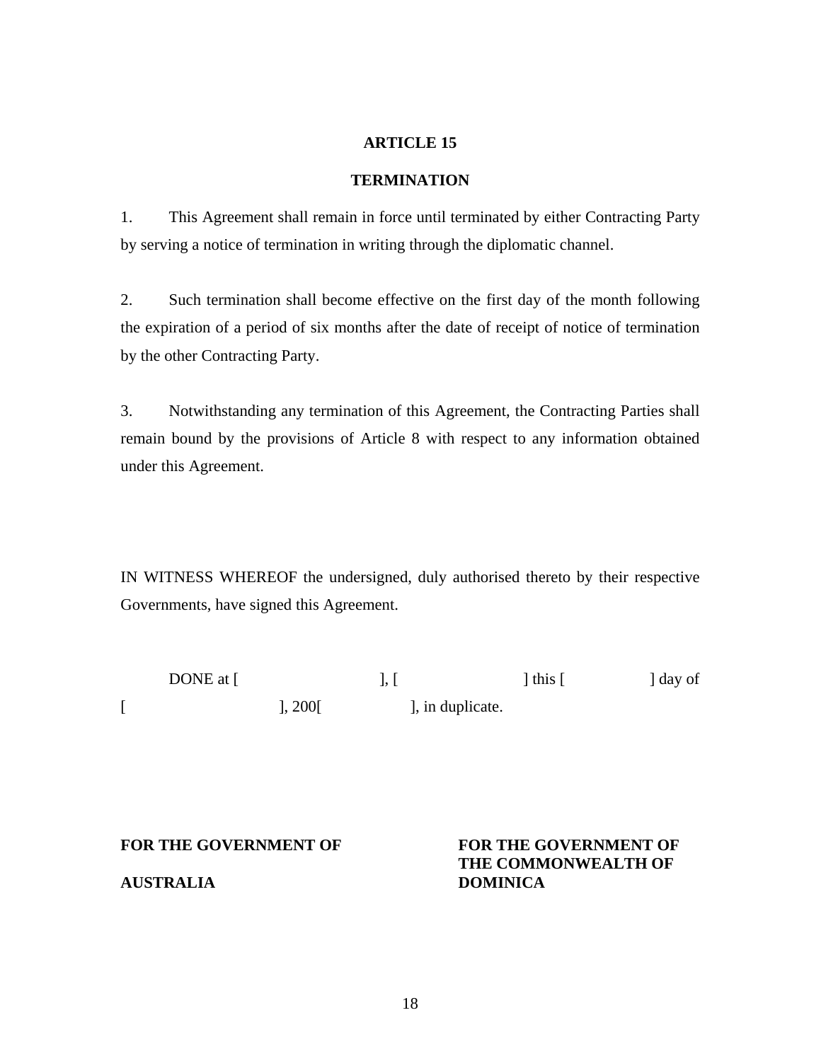## ARTICLE 15

## TERMINATION

1. This Agreement shall remain in force until terminated by either Contracting Party by serving a notice of termination in writing through the diplomatic channel.

2. Such termination shall become effective on the first day of the month following the expiration of a period of six months after the date of receipt of notice of termination by the other Contracting Party.

3. Notwithstanding any termination of this Agreement, the Contracting Parties shall remain bound by the provisions of Article 8 with respect to any information obtained under this Agreement.

IN WITNESS WHEREOF the undersigned, duly authorised thereto by their respective Governments, have signed this Agreement.

DONE at [ ], [ ] this [ ] day of [ ], 200[ ], in duplicate.

| | |
|---|---|
| **FOR THE GOVERNMENT OF AUSTRALIA** | **FOR THE GOVERNMENT OF THE COMMONWEALTH OF DOMINICA** |